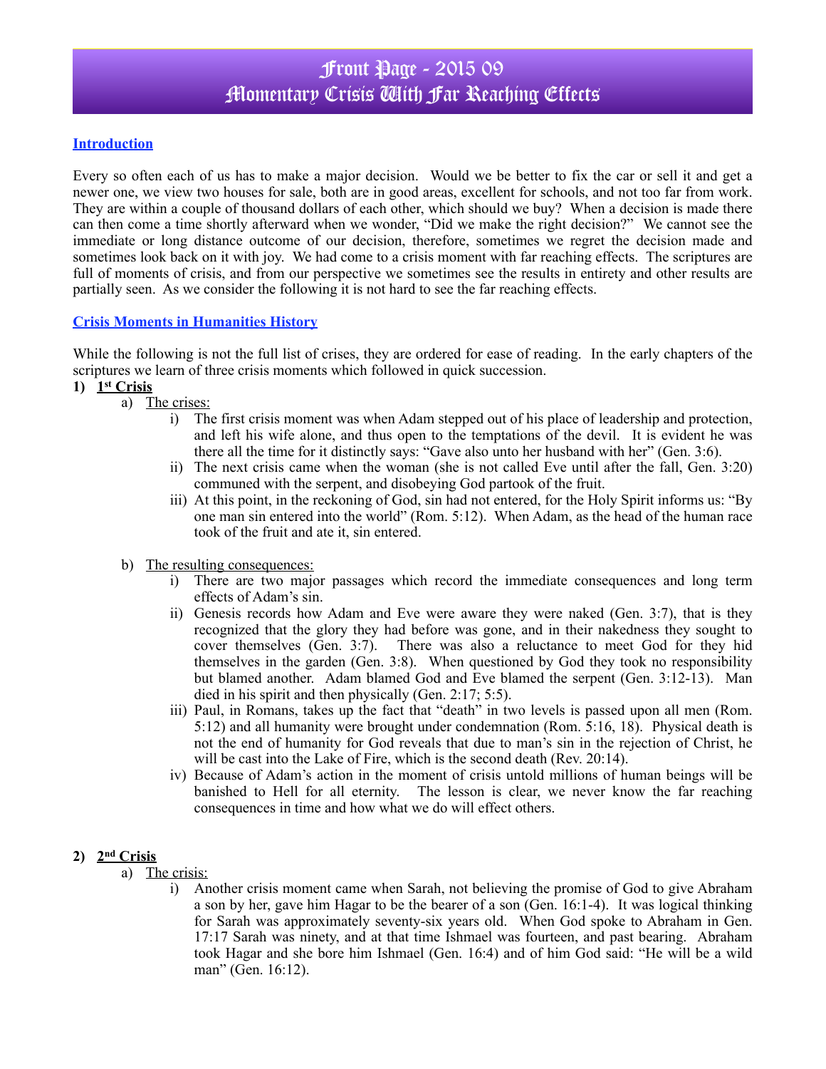# Front Page - 2015 09
# Momentary Crisis With Far Reaching Effects

**Introduction**

Every so often each of us has to make a major decision. Would we be better to fix the car or sell it and get a newer one, we view two houses for sale, both are in good areas, excellent for schools, and not too far from work. They are within a couple of thousand dollars of each other, which should we buy? When a decision is made there can then come a time shortly afterward when we wonder, "Did we make the right decision?" We cannot see the immediate or long distance outcome of our decision, therefore, sometimes we regret the decision made and sometimes look back on it with joy. We had come to a crisis moment with far reaching effects. The scriptures are full of moments of crisis, and from our perspective we sometimes see the results in entirety and other results are partially seen. As we consider the following it is not hard to see the far reaching effects.

**Crisis Moments in Humanities History**

While the following is not the full list of crises, they are ordered for ease of reading. In the early chapters of the scriptures we learn of three crisis moments which followed in quick succession.

1) **1st Crisis**
   a) The crises:
      i) The first crisis moment was when Adam stepped out of his place of leadership and protection, and left his wife alone, and thus open to the temptations of the devil. It is evident he was there all the time for it distinctly says: "Gave also unto her husband with her" (Gen. 3:6).
      ii) The next crisis came when the woman (she is not called Eve until after the fall, Gen. 3:20) communed with the serpent, and disobeying God partook of the fruit.
      iii) At this point, in the reckoning of God, sin had not entered, for the Holy Spirit informs us: "By one man sin entered into the world" (Rom. 5:12). When Adam, as the head of the human race took of the fruit and ate it, sin entered.

   b) The resulting consequences:
      i) There are two major passages which record the immediate consequences and long term effects of Adam's sin.
      ii) Genesis records how Adam and Eve were aware they were naked (Gen. 3:7), that is they recognized that the glory they had before was gone, and in their nakedness they sought to cover themselves (Gen. 3:7). There was also a reluctance to meet God for they hid themselves in the garden (Gen. 3:8). When questioned by God they took no responsibility but blamed another. Adam blamed God and Eve blamed the serpent (Gen. 3:12-13). Man died in his spirit and then physically (Gen. 2:17; 5:5).
      iii) Paul, in Romans, takes up the fact that "death" in two levels is passed upon all men (Rom. 5:12) and all humanity were brought under condemnation (Rom. 5:16, 18). Physical death is not the end of humanity for God reveals that due to man's sin in the rejection of Christ, he will be cast into the Lake of Fire, which is the second death (Rev. 20:14).
      iv) Because of Adam's action in the moment of crisis untold millions of human beings will be banished to Hell for all eternity. The lesson is clear, we never know the far reaching consequences in time and how what we do will effect others.

2) **2nd Crisis**
   a) The crisis:
      i) Another crisis moment came when Sarah, not believing the promise of God to give Abraham a son by her, gave him Hagar to be the bearer of a son (Gen. 16:1-4). It was logical thinking for Sarah was approximately seventy-six years old. When God spoke to Abraham in Gen. 17:17 Sarah was ninety, and at that time Ishmael was fourteen, and past bearing. Abraham took Hagar and she bore him Ishmael (Gen. 16:4) and of him God said: "He will be a wild man" (Gen. 16:12).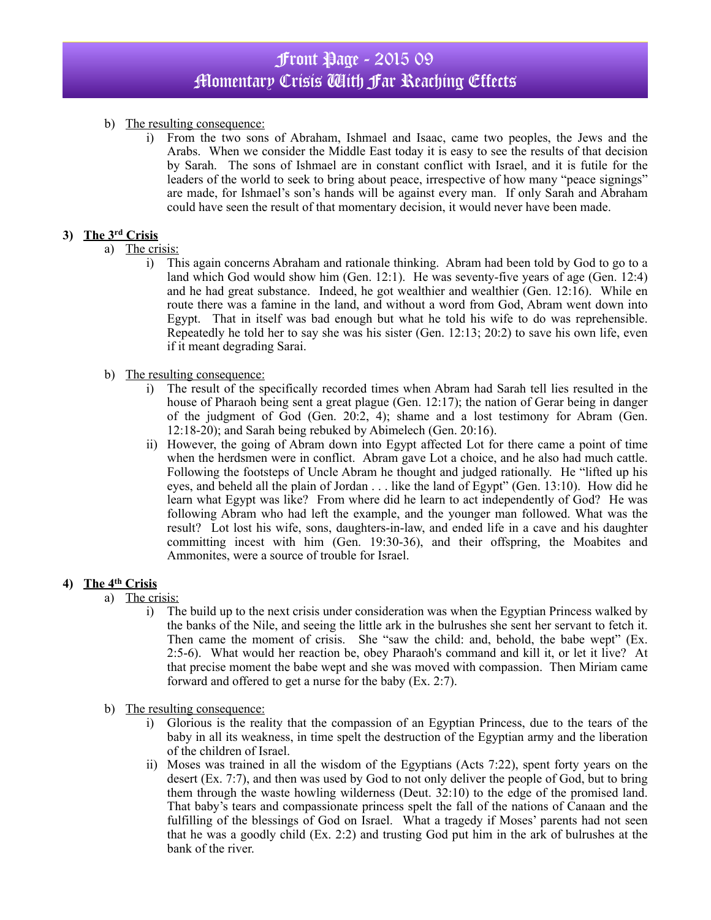b) The resulting consequence:

i) From the two sons of Abraham, Ishmael and Isaac, came two peoples, the Jews and the Arabs. When we consider the Middle East today it is easy to see the results of that decision by Sarah. The sons of Ishmael are in constant conflict with Israel, and it is futile for the leaders of the world to seek to bring about peace, irrespective of how many "peace signings" are made, for Ishmael's son's hands will be against every man. If only Sarah and Abraham could have seen the result of that momentary decision, it would never have been made.

## 3) The 3rd Crisis

a) The crisis:

i) This again concerns Abraham and rationale thinking. Abram had been told by God to go to a land which God would show him (Gen. 12:1). He was seventy-five years of age (Gen. 12:4) and he had great substance. Indeed, he got wealthier and wealthier (Gen. 12:16). While en route there was a famine in the land, and without a word from God, Abram went down into Egypt. That in itself was bad enough but what he told his wife to do was reprehensible. Repeatedly he told her to say she was his sister (Gen. 12:13; 20:2) to save his own life, even if it meant degrading Sarai.

b) The resulting consequence:

i) The result of the specifically recorded times when Abram had Sarah tell lies resulted in the house of Pharaoh being sent a great plague (Gen. 12:17); the nation of Gerar being in danger of the judgment of God (Gen. 20:2, 4); shame and a lost testimony for Abram (Gen. 12:18-20); and Sarah being rebuked by Abimelech (Gen. 20:16).

ii) However, the going of Abram down into Egypt affected Lot for there came a point of time when the herdsmen were in conflict. Abram gave Lot a choice, and he also had much cattle. Following the footsteps of Uncle Abram he thought and judged rationally. He "lifted up his eyes, and beheld all the plain of Jordan . . . like the land of Egypt" (Gen. 13:10). How did he learn what Egypt was like? From where did he learn to act independently of God? He was following Abram who had left the example, and the younger man followed. What was the result? Lot lost his wife, sons, daughters-in-law, and ended life in a cave and his daughter committing incest with him (Gen. 19:30-36), and their offspring, the Moabites and Ammonites, were a source of trouble for Israel.

## 4) The 4th Crisis

a) The crisis:

i) The build up to the next crisis under consideration was when the Egyptian Princess walked by the banks of the Nile, and seeing the little ark in the bulrushes she sent her servant to fetch it. Then came the moment of crisis. She "saw the child: and, behold, the babe wept" (Ex. 2:5-6). What would her reaction be, obey Pharaoh's command and kill it, or let it live? At that precise moment the babe wept and she was moved with compassion. Then Miriam came forward and offered to get a nurse for the baby (Ex. 2:7).

b) The resulting consequence:

i) Glorious is the reality that the compassion of an Egyptian Princess, due to the tears of the baby in all its weakness, in time spelt the destruction of the Egyptian army and the liberation of the children of Israel.

ii) Moses was trained in all the wisdom of the Egyptians (Acts 7:22), spent forty years on the desert (Ex. 7:7), and then was used by God to not only deliver the people of God, but to bring them through the waste howling wilderness (Deut. 32:10) to the edge of the promised land. That baby's tears and compassionate princess spelt the fall of the nations of Canaan and the fulfilling of the blessings of God on Israel. What a tragedy if Moses' parents had not seen that he was a goodly child (Ex. 2:2) and trusting God put him in the ark of bulrushes at the bank of the river.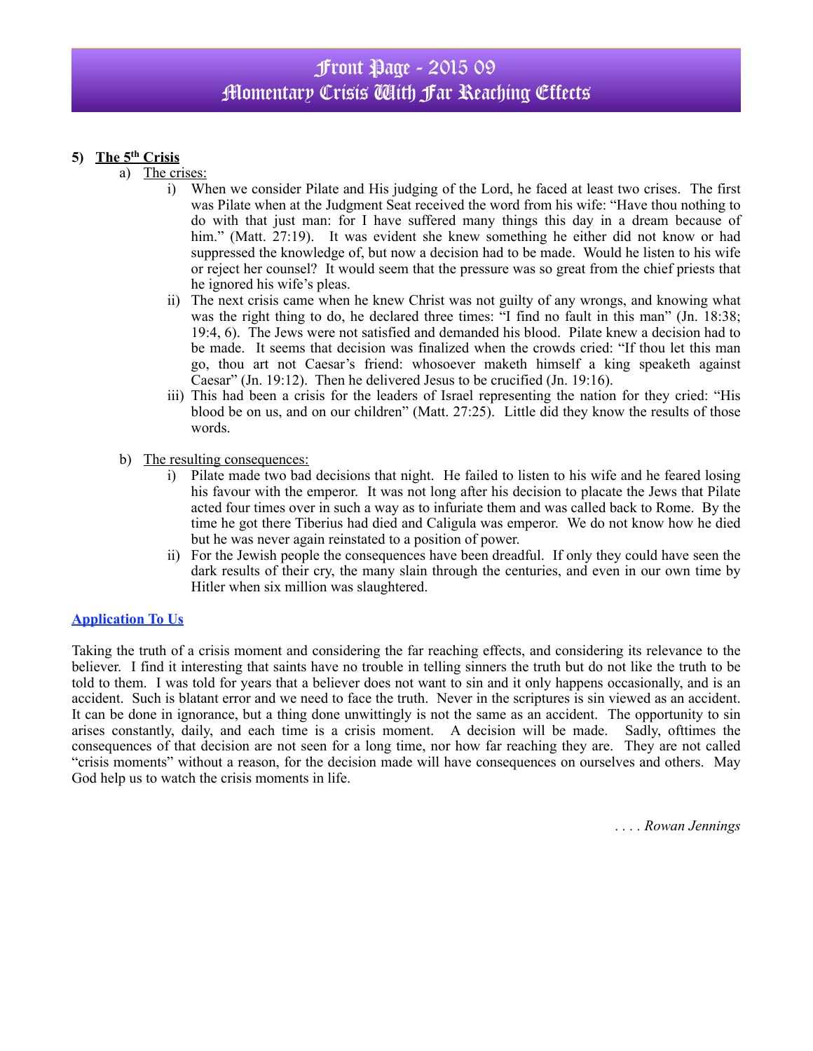# Front Page - 2015 09
# Momentary Crisis With Far Reaching Effects

5) **The 5th Crisis**

a) The crises:

i) When we consider Pilate and His judging of the Lord, he faced at least two crises. The first was Pilate when at the Judgment Seat received the word from his wife: "Have thou nothing to do with that just man: for I have suffered many things this day in a dream because of him." (Matt. 27:19). It was evident she knew something he either did not know or had suppressed the knowledge of, but now a decision had to be made. Would he listen to his wife or reject her counsel? It would seem that the pressure was so great from the chief priests that he ignored his wife's pleas.

ii) The next crisis came when he knew Christ was not guilty of any wrongs, and knowing what was the right thing to do, he declared three times: "I find no fault in this man" (Jn. 18:38; 19:4, 6). The Jews were not satisfied and demanded his blood. Pilate knew a decision had to be made. It seems that decision was finalized when the crowds cried: "If thou let this man go, thou art not Caesar's friend: whosoever maketh himself a king speaketh against Caesar" (Jn. 19:12). Then he delivered Jesus to be crucified (Jn. 19:16).

iii) This had been a crisis for the leaders of Israel representing the nation for they cried: "His blood be on us, and on our children" (Matt. 27:25). Little did they know the results of those words.

b) The resulting consequences:

i) Pilate made two bad decisions that night. He failed to listen to his wife and he feared losing his favour with the emperor. It was not long after his decision to placate the Jews that Pilate acted four times over in such a way as to infuriate them and was called back to Rome. By the time he got there Tiberius had died and Caligula was emperor. We do not know how he died but he was never again reinstated to a position of power.

ii) For the Jewish people the consequences have been dreadful. If only they could have seen the dark results of their cry, the many slain through the centuries, and even in our own time by Hitler when six million was slaughtered.

**Application To Us**

Taking the truth of a crisis moment and considering the far reaching effects, and considering its relevance to the believer. I find it interesting that saints have no trouble in telling sinners the truth but do not like the truth to be told to them. I was told for years that a believer does not want to sin and it only happens occasionally, and is an accident. Such is blatant error and we need to face the truth. Never in the scriptures is sin viewed as an accident. It can be done in ignorance, but a thing done unwittingly is not the same as an accident. The opportunity to sin arises constantly, daily, and each time is a crisis moment. A decision will be made. Sadly, ofttimes the consequences of that decision are not seen for a long time, nor how far reaching they are. They are not called "crisis moments" without a reason, for the decision made will have consequences on ourselves and others. May God help us to watch the crisis moments in life.

*. . . . Rowan Jennings*